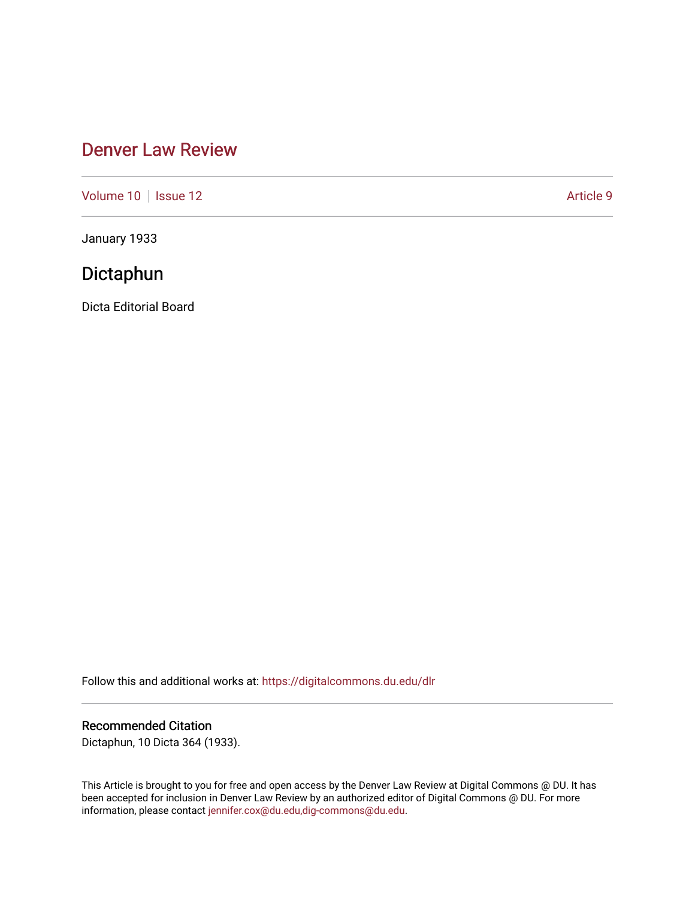# Denver Law Review

Volume 10 | Issue 12 | Article 9

January 1933

## Dictaphun

Dicta Editorial Board

Follow this and additional works at: https://digitalcommons.du.edu/dlr

### Recommended Citation

Dictaphun, 10 Dicta 364 (1933).

This Article is brought to you for free and open access by the Denver Law Review at Digital Commons @ DU. It has been accepted for inclusion in Denver Law Review by an authorized editor of Digital Commons @ DU. For more information, please contact jennifer.cox@du.edu,dig-commons@du.edu.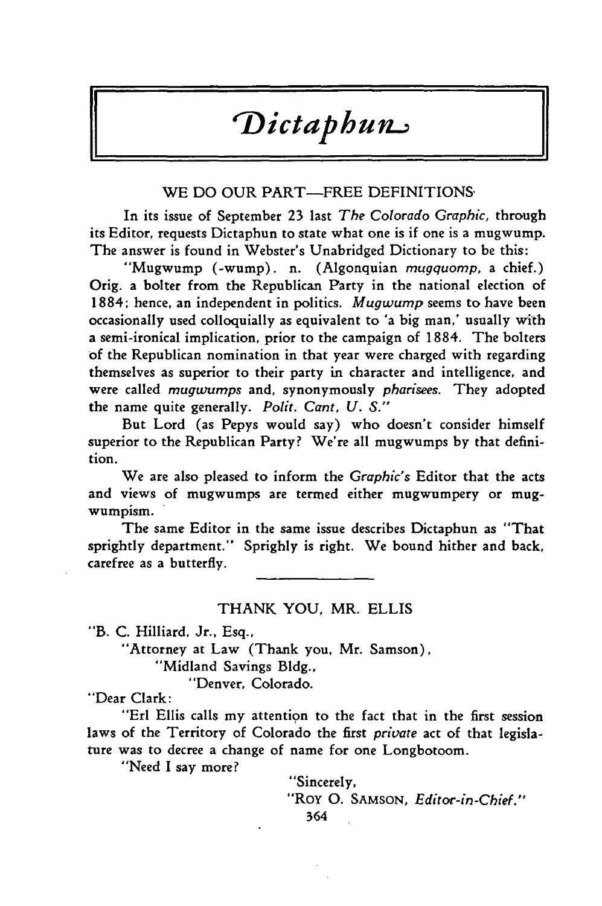# *Dictaphun*

## WE DO OUR PART—FREE DEFINITIONS

In its issue of September 23 last *The Colorado Graphic*, through its Editor, requests Dictaphun to state what one is if one is a mugwump. The answer is found in Webster's Unabridged Dictionary to be this:

"Mugwump (-wump). n. (Algonquian *mugquomp*, a chief.) Orig. a bolter from the Republican Party in the national election of 1884; hence, an independent in politics. *Mugwump* seems to have been occasionally used colloquially as equivalent to 'a big man,' usually with a semi-ironical implication, prior to the campaign of 1884. The bolters of the Republican nomination in that year were charged with regarding themselves as superior to their party in character and intelligence, and were called *mugwumps* and, synonymously *pharisees*. They adopted the name quite generally. *Polit. Cant, U. S.*"

But Lord (as Pepys would say) who doesn't consider himself superior to the Republican Party? We're all mugwumps by that definition.

We are also pleased to inform the *Graphic's* Editor that the acts and views of mugwumps are termed either mugwumpery or mugwumpism.

The same Editor in the same issue describes Dictaphun as "That sprightly department." Sprighly is right. We bound hither and back, carefree as a butterfly.

---

## THANK YOU, MR. ELLIS

"B. C. Hilliard, Jr., Esq.,
"Attorney at Law (Thank you, Mr. Samson),
"Midland Savings Bldg.,
"Denver, Colorado.

"Dear Clark:

"Erl Ellis calls my attention to the fact that in the first session laws of the Territory of Colorado the first *private* act of that legislature was to decree a change of name for one Longbotoom.

"Need I say more?

"Sincerely,
"ROY O. SAMSON, *Editor-in-Chief*."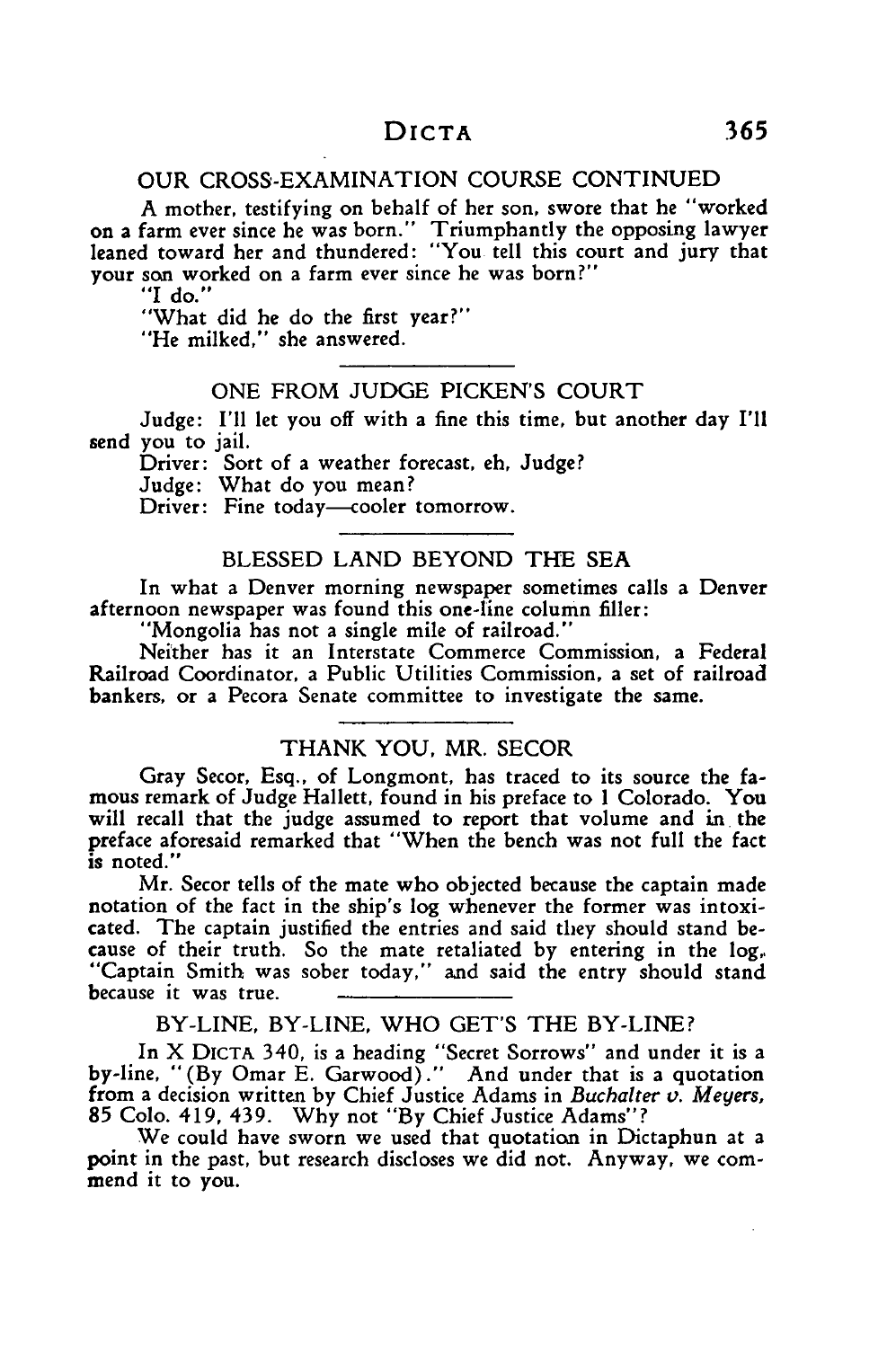## OUR CROSS-EXAMINATION COURSE CONTINUED

A mother, testifying on behalf of her son, swore that he "worked on a farm ever since he was born." Triumphantly the opposing lawyer leaned toward her and thundered: "You tell this court and jury that your son worked on a farm ever since he was born?"

"I do."

"What did he do the first year?"

"He milked," she answered.

## ONE FROM JUDGE PICKEN'S COURT

Judge: I'll let you off with a fine this time, but another day I'll send you to jail.

Driver: Sort of a weather forecast, eh, Judge?

Judge: What do you mean?

Driver: Fine today—cooler tomorrow.

## BLESSED LAND BEYOND THE SEA

In what a Denver morning newspaper sometimes calls a Denver afternoon newspaper was found this one-line column filler:

"Mongolia has not a single mile of railroad."

Neither has it an Interstate Commerce Commission, a Federal Railroad Coordinator, a Public Utilities Commission, a set of railroad bankers, or a Pecora Senate committee to investigate the same.

## THANK YOU, MR. SECOR

Gray Secor, Esq., of Longmont, has traced to its source the famous remark of Judge Hallett, found in his preface to 1 Colorado. You will recall that the judge assumed to report that volume and in the preface aforesaid remarked that "When the bench was not full the fact is noted."

Mr. Secor tells of the mate who objected because the captain made notation of the fact in the ship's log whenever the former was intoxicated. The captain justified the entries and said they should stand because of their truth. So the mate retaliated by entering in the log, "Captain Smith was sober today," and said the entry should stand because it was true.

## BY-LINE, BY-LINE, WHO GET'S THE BY-LINE?

In X DICTA 340, is a heading "Secret Sorrows" and under it is a by-line, "(By Omar E. Garwood)." And under that is a quotation from a decision written by Chief Justice Adams in *Buchalter v. Meyers*, 85 Colo. 419, 439. Why not "By Chief Justice Adams"?

We could have sworn we used that quotation in Dictaphun at a point in the past, but research discloses we did not. Anyway, we commend it to you.